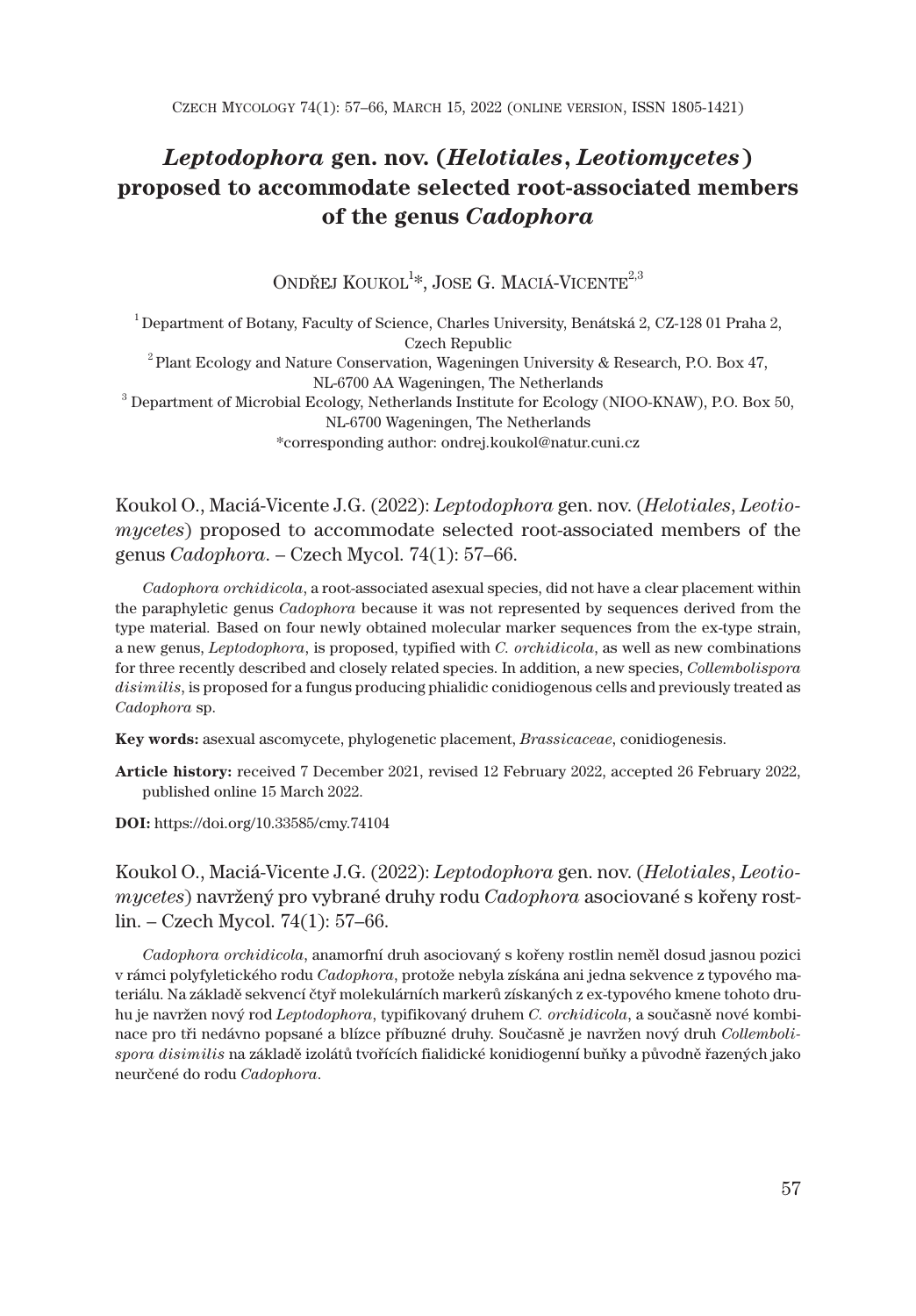# *Leptodophora* gen. nov. (*Helotiales*, *Leotiomycetes*) proposed to accommodate selected root-associated members of the genus *Cadophora*

Ondřej Koukol[1]*, Jose G. Maciá-Vicente[2,3]

[1] Department of Botany, Faculty of Science, Charles University, Benátská 2, CZ-128 01 Praha 2, Czech Republic

[2] Plant Ecology and Nature Conservation, Wageningen University & Research, P.O. Box 47, NL-6700 AA Wageningen, The Netherlands

[3] Department of Microbial Ecology, Netherlands Institute for Ecology (NIOO-KNAW), P.O. Box 50, NL-6700 Wageningen, The Netherlands

*corresponding author: ondrej.koukol@natur.cuni.cz

Koukol O., Maciá-Vicente J.G. (2022): *Leptodophora* gen. nov. (*Helotiales*, *Leotiomycetes*) proposed to accommodate selected root-associated members of the genus *Cadophora*. – Czech Mycol. 74(1): 57–66.

*Cadophora orchidicola*, a root-associated asexual species, did not have a clear placement within the paraphyletic genus *Cadophora* because it was not represented by sequences derived from the type material. Based on four newly obtained molecular marker sequences from the ex-type strain, a new genus, *Leptodophora*, is proposed, typified with *C. orchidicola*, as well as new combinations for three recently described and closely related species. In addition, a new species, *Collembolispora disimilis*, is proposed for a fungus producing phialidic conidiogenous cells and previously treated as *Cadophora* sp.

**Key words:** asexual ascomycete, phylogenetic placement, *Brassicaceae*, conidiogenesis.

**Article history:** received 7 December 2021, revised 12 February 2022, accepted 26 February 2022, published online 15 March 2022.

**DOI:** https://doi.org/10.33585/cmy.74104

Koukol O., Maciá-Vicente J.G. (2022): *Leptodophora* gen. nov. (*Helotiales*, *Leotiomycetes*) navržený pro vybrané druhy rodu *Cadophora* asociované s kořeny rostlin. – Czech Mycol. 74(1): 57–66.

*Cadophora orchidicola*, anamorfní druh asociovaný s kořeny rostlin neměl dosud jasnou pozici v rámci polyfyletického rodu *Cadophora*, protože nebyla získána ani jedna sekvence z typového materiálu. Na základě sekvencí čtyř molekulárních markerů získaných z ex-typového kmene tohoto druhu je navržen nový rod *Leptodophora*, typifikovaný druhem *C. orchidicola*, a současně nové kombinace pro tři nedávno popsané a blízce příbuzné druhy. Současně je navržen nový druh *Collembolispora disimilis* na základě izolátů tvořících fialidické konidiogenní buňky a původně řazených jako neurčené do rodu *Cadophora*.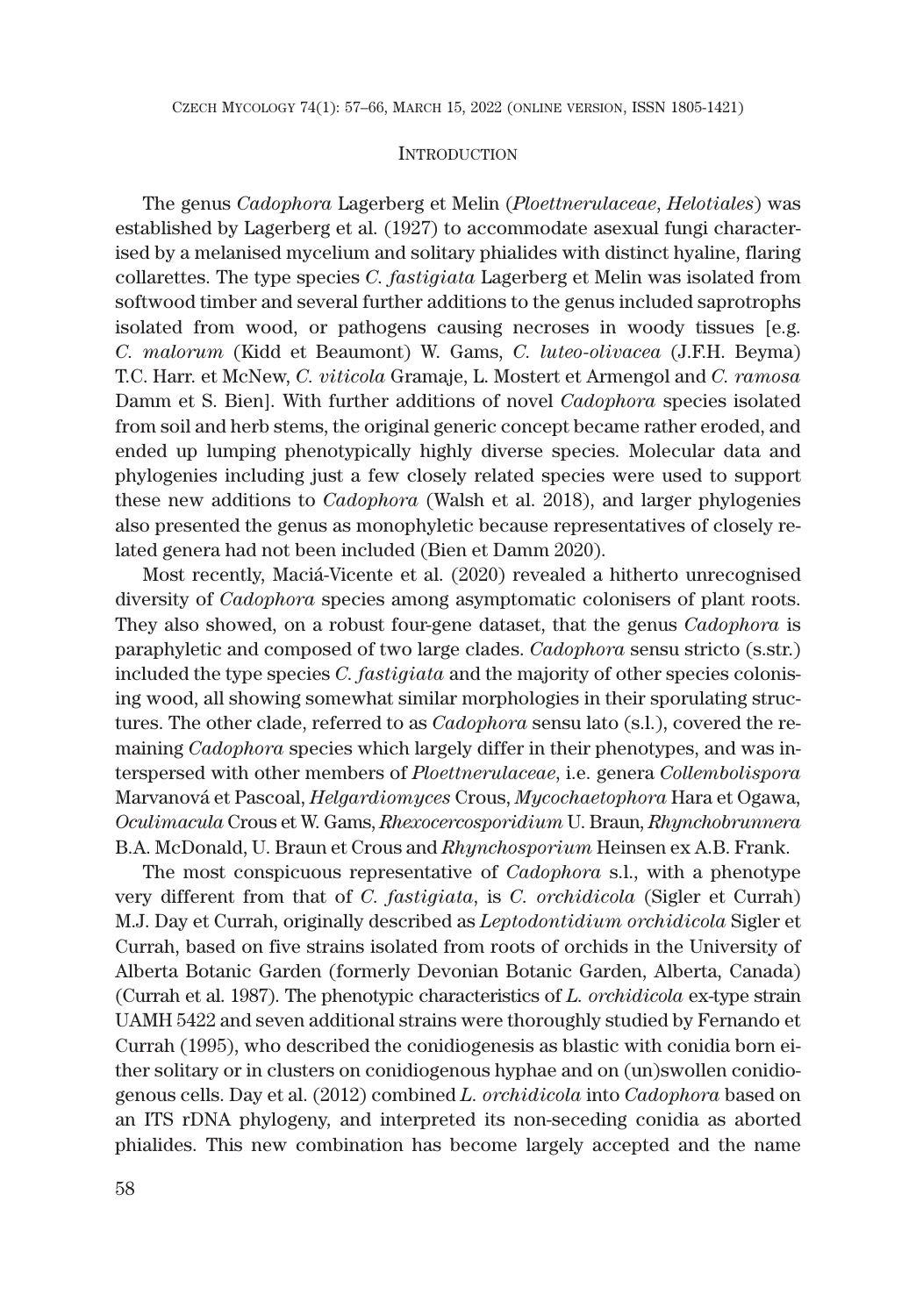## Introduction

The genus *Cadophora* Lagerberg et Melin (*Ploettnerulaceae*, *Helotiales*) was established by Lagerberg et al. (1927) to accommodate asexual fungi characterised by a melanised mycelium and solitary phialides with distinct hyaline, flaring collarettes. The type species *C. fastigiata* Lagerberg et Melin was isolated from softwood timber and several further additions to the genus included saprotrophs isolated from wood, or pathogens causing necroses in woody tissues [e.g. *C. malorum* (Kidd et Beaumont) W. Gams, *C. luteo-olivacea* (J.F.H. Beyma) T.C. Harr. et McNew, *C. viticola* Gramaje, L. Mostert et Armengol and *C. ramosa* Damm et S. Bien]. With further additions of novel *Cadophora* species isolated from soil and herb stems, the original generic concept became rather eroded, and ended up lumping phenotypically highly diverse species. Molecular data and phylogenies including just a few closely related species were used to support these new additions to *Cadophora* (Walsh et al. 2018), and larger phylogenies also presented the genus as monophyletic because representatives of closely related genera had not been included (Bien et Damm 2020).

Most recently, Maciá-Vicente et al. (2020) revealed a hitherto unrecognised diversity of *Cadophora* species among asymptomatic colonisers of plant roots. They also showed, on a robust four-gene dataset, that the genus *Cadophora* is paraphyletic and composed of two large clades. *Cadophora* sensu stricto (s.str.) included the type species *C. fastigiata* and the majority of other species colonising wood, all showing somewhat similar morphologies in their sporulating structures. The other clade, referred to as *Cadophora* sensu lato (s.l.), covered the remaining *Cadophora* species which largely differ in their phenotypes, and was interspersed with other members of *Ploettnerulaceae*, i.e. genera *Collembolispora* Marvanová et Pascoal, *Helgardiomyces* Crous, *Mycochaetophora* Hara et Ogawa, *Oculimacula* Crous et W. Gams, *Rhexocercosporidium* U. Braun, *Rhynchobrunnera* B.A. McDonald, U. Braun et Crous and *Rhynchosporium* Heinsen ex A.B. Frank.

The most conspicuous representative of *Cadophora* s.l., with a phenotype very different from that of *C. fastigiata*, is *C. orchidicola* (Sigler et Currah) M.J. Day et Currah, originally described as *Leptodontidium orchidicola* Sigler et Currah, based on five strains isolated from roots of orchids in the University of Alberta Botanic Garden (formerly Devonian Botanic Garden, Alberta, Canada) (Currah et al. 1987). The phenotypic characteristics of *L. orchidicola* ex-type strain UAMH 5422 and seven additional strains were thoroughly studied by Fernando et Currah (1995), who described the conidiogenesis as blastic with conidia born either solitary or in clusters on conidiogenous hyphae and on (un)swollen conidiogenous cells. Day et al. (2012) combined *L. orchidicola* into *Cadophora* based on an ITS rDNA phylogeny, and interpreted its non-seceding conidia as aborted phialides. This new combination has become largely accepted and the name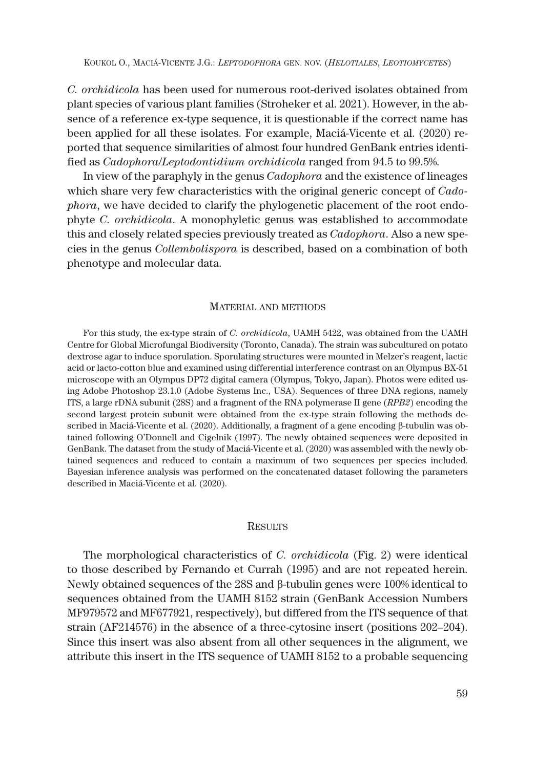*C. orchidicola* has been used for numerous root-derived isolates obtained from plant species of various plant families (Stroheker et al. 2021). However, in the absence of a reference ex-type sequence, it is questionable if the correct name has been applied for all these isolates. For example, Maciá-Vicente et al. (2020) reported that sequence similarities of almost four hundred GenBank entries identified as *Cadophora/Leptodontidium orchidicola* ranged from 94.5 to 99.5%.

In view of the paraphyly in the genus *Cadophora* and the existence of lineages which share very few characteristics with the original generic concept of *Cadophora*, we have decided to clarify the phylogenetic placement of the root endophyte *C. orchidicola*. A monophyletic genus was established to accommodate this and closely related species previously treated as *Cadophora*. Also a new species in the genus *Collembolispora* is described, based on a combination of both phenotype and molecular data.

## Material and methods

For this study, the ex-type strain of *C. orchidicola*, UAMH 5422, was obtained from the UAMH Centre for Global Microfungal Biodiversity (Toronto, Canada). The strain was subcultured on potato dextrose agar to induce sporulation. Sporulating structures were mounted in Melzer's reagent, lactic acid or lacto-cotton blue and examined using differential interference contrast on an Olympus BX-51 microscope with an Olympus DP72 digital camera (Olympus, Tokyo, Japan). Photos were edited using Adobe Photoshop 23.1.0 (Adobe Systems Inc., USA). Sequences of three DNA regions, namely ITS, a large rDNA subunit (28S) and a fragment of the RNA polymerase II gene (*RPB2*) encoding the second largest protein subunit were obtained from the ex-type strain following the methods described in Maciá-Vicente et al. (2020). Additionally, a fragment of a gene encoding β-tubulin was obtained following O'Donnell and Cigelnik (1997). The newly obtained sequences were deposited in GenBank. The dataset from the study of Maciá-Vicente et al. (2020) was assembled with the newly obtained sequences and reduced to contain a maximum of two sequences per species included. Bayesian inference analysis was performed on the concatenated dataset following the parameters described in Maciá-Vicente et al. (2020).

## Results

The morphological characteristics of *C. orchidicola* (Fig. 2) were identical to those described by Fernando et Currah (1995) and are not repeated herein. Newly obtained sequences of the 28S and β-tubulin genes were 100% identical to sequences obtained from the UAMH 8152 strain (GenBank Accession Numbers MF979572 and MF677921, respectively), but differed from the ITS sequence of that strain (AF214576) in the absence of a three-cytosine insert (positions 202–204). Since this insert was also absent from all other sequences in the alignment, we attribute this insert in the ITS sequence of UAMH 8152 to a probable sequencing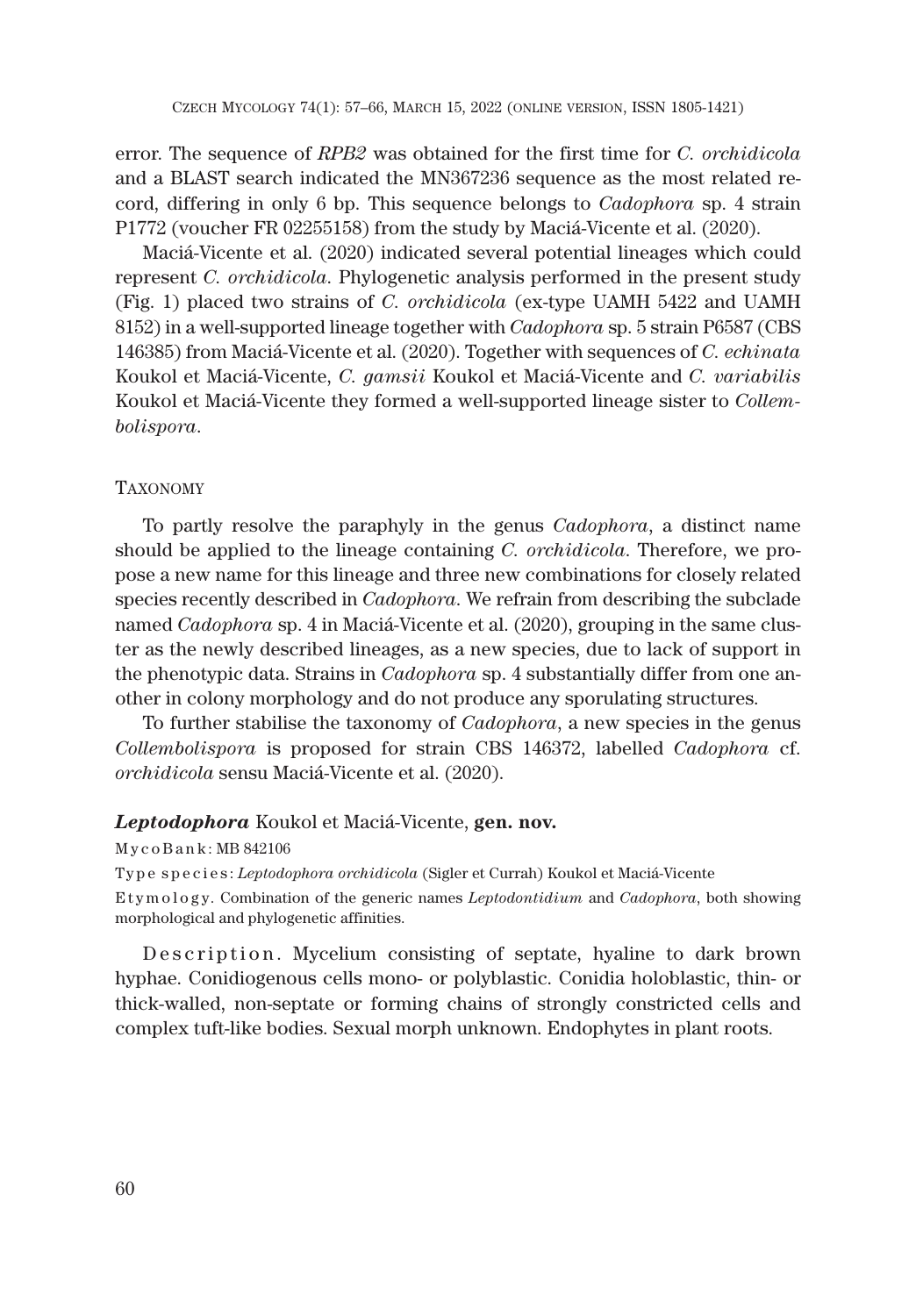error. The sequence of *RPB2* was obtained for the first time for *C. orchidicola* and a BLAST search indicated the MN367236 sequence as the most related record, differing in only 6 bp. This sequence belongs to *Cadophora* sp. 4 strain P1772 (voucher FR 02255158) from the study by Maciá-Vicente et al. (2020).

Maciá-Vicente et al. (2020) indicated several potential lineages which could represent *C. orchidicola*. Phylogenetic analysis performed in the present study (Fig. 1) placed two strains of *C. orchidicola* (ex-type UAMH 5422 and UAMH 8152) in a well-supported lineage together with *Cadophora* sp. 5 strain P6587 (CBS 146385) from Maciá-Vicente et al. (2020). Together with sequences of *C. echinata* Koukol et Maciá-Vicente, *C. gamsii* Koukol et Maciá-Vicente and *C. variabilis* Koukol et Maciá-Vicente they formed a well-supported lineage sister to *Collembolispora*.

## Taxonomy

To partly resolve the paraphyly in the genus *Cadophora*, a distinct name should be applied to the lineage containing *C. orchidicola*. Therefore, we propose a new name for this lineage and three new combinations for closely related species recently described in *Cadophora*. We refrain from describing the subclade named *Cadophora* sp. 4 in Maciá-Vicente et al. (2020), grouping in the same cluster as the newly described lineages, as a new species, due to lack of support in the phenotypic data. Strains in *Cadophora* sp. 4 substantially differ from one another in colony morphology and do not produce any sporulating structures.

To further stabilise the taxonomy of *Cadophora*, a new species in the genus *Collembolispora* is proposed for strain CBS 146372, labelled *Cadophora* cf. *orchidicola* sensu Maciá-Vicente et al. (2020).

### ***Leptodophora*** Koukol et Maciá-Vicente, **gen. nov.**

MycoBank: MB 842106

Type species: *Leptodophora orchidicola* (Sigler et Currah) Koukol et Maciá-Vicente

Etymology. Combination of the generic names *Leptodontidium* and *Cadophora*, both showing morphological and phylogenetic affinities.

Description. Mycelium consisting of septate, hyaline to dark brown hyphae. Conidiogenous cells mono- or polyblastic. Conidia holoblastic, thin- or thick-walled, non-septate or forming chains of strongly constricted cells and complex tuft-like bodies. Sexual morph unknown. Endophytes in plant roots.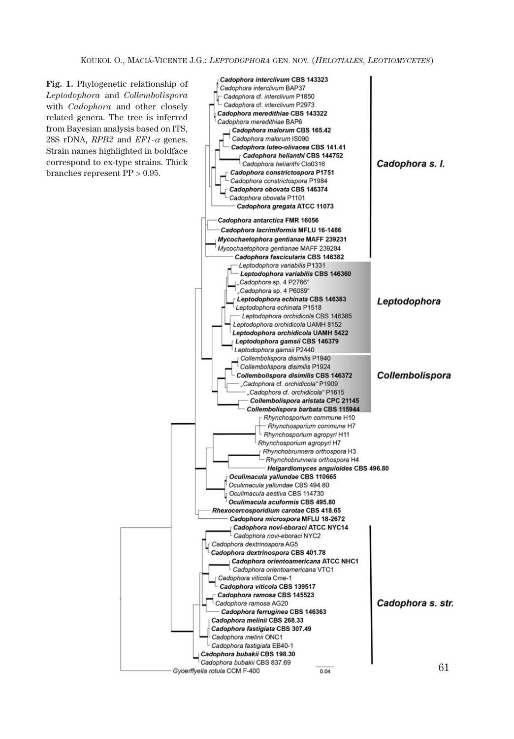**Fig. 1.** Phylogenetic relationship of *Leptodophora* and *Collembolispora* with *Cadophora* and other closely related genera. The tree is inferred from Bayesian analysis based on ITS, 28S rDNA, *RPB2* and *EF1-α* genes. Strain names highlighted in boldface correspond to ex-type strains. Thick branches represent PP > 0.95.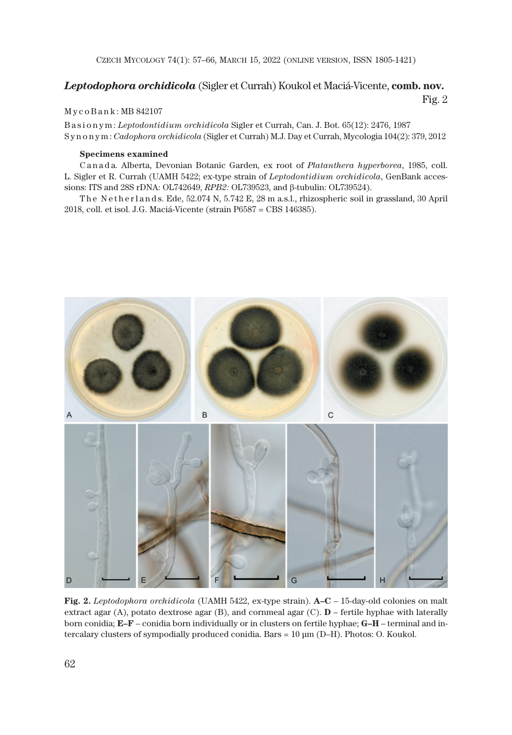### *Leptodophora orchidicola* (Sigler et Currah) Koukol et Maciá-Vicente, **comb. nov.**

Fig. 2

MycoBank: MB 842107

Basionym: *Leptodontidium orchidicola* Sigler et Currah, Can. J. Bot. 65(12): 2476, 1987

Synonym: *Cadophora orchidicola* (Sigler et Currah) M.J. Day et Currah, Mycologia 104(2): 379, 2012

**Specimens examined**

Canada. Alberta, Devonian Botanic Garden, ex root of *Platanthera hyperborea*, 1985, coll. L. Sigler et R. Currah (UAMH 5422; ex-type strain of *Leptodontidium orchidicola*, GenBank accessions: ITS and 28S rDNA: OL742649, *RPB2:* OL739523, and β-tubulin: OL739524).

The Netherlands. Ede, 52.074 N, 5.742 E, 28 m a.s.l., rhizospheric soil in grassland, 30 April 2018, coll. et isol. J.G. Maciá-Vicente (strain P6587 = CBS 146385).

**Fig. 2.** *Leptodophora orchidicola* (UAMH 5422, ex-type strain). **A–C** – 15-day-old colonies on malt extract agar (A), potato dextrose agar (B), and cornmeal agar (C). **D** – fertile hyphae with laterally born conidia; **E–F** – conidia born individually or in clusters on fertile hyphae; **G–H** – terminal and intercalary clusters of sympodially produced conidia. Bars = 10 µm (D–H). Photos: O. Koukol.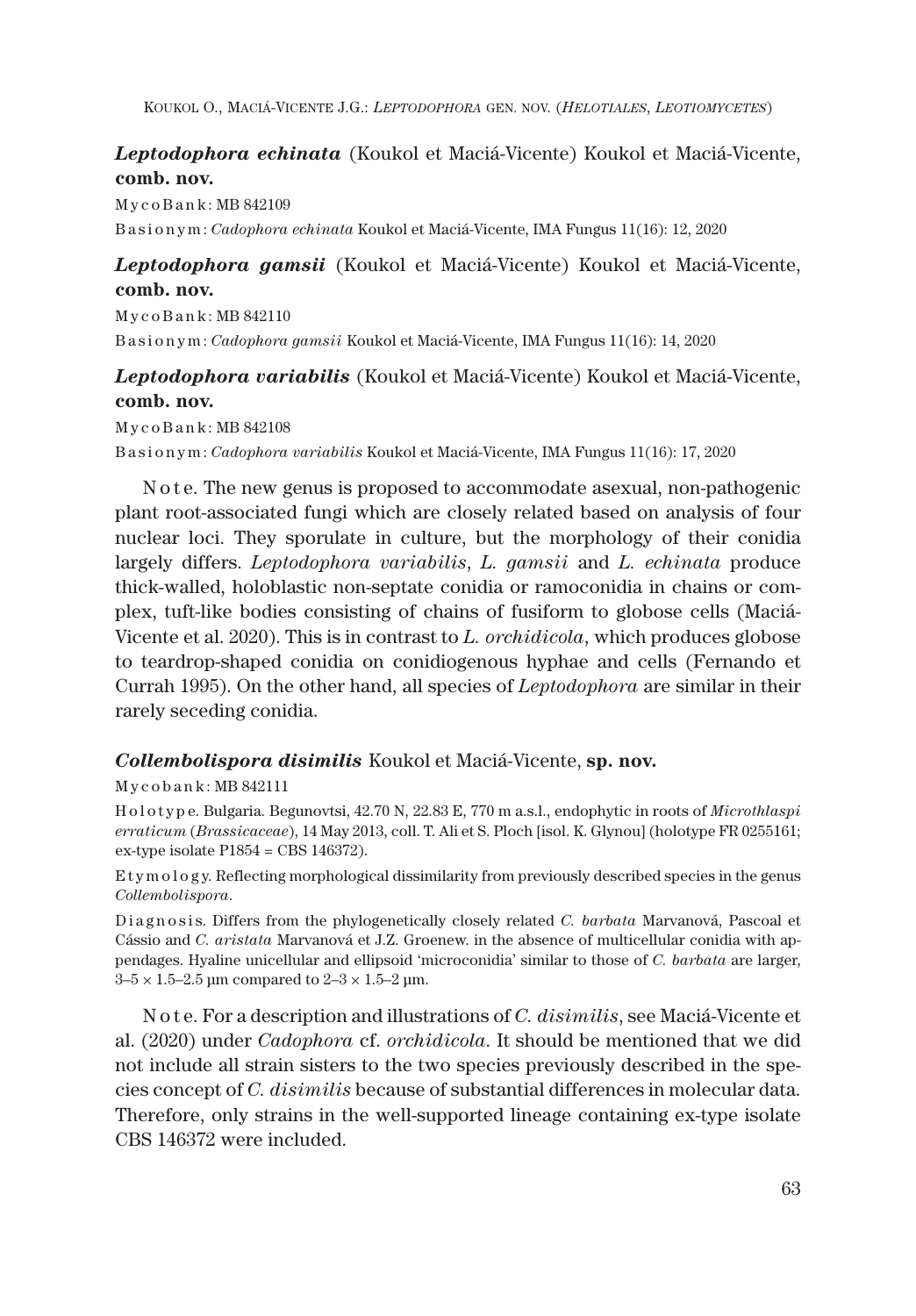***Leptodophora echinata*** (Koukol et Maciá-Vicente) Koukol et Maciá-Vicente, **comb. nov.**

MycoBank: MB 842109

Basionym: *Cadophora echinata* Koukol et Maciá-Vicente, IMA Fungus 11(16): 12, 2020

***Leptodophora gamsii*** (Koukol et Maciá-Vicente) Koukol et Maciá-Vicente, **comb. nov.**

MycoBank: MB 842110

Basionym: *Cadophora gamsii* Koukol et Maciá-Vicente, IMA Fungus 11(16): 14, 2020

***Leptodophora variabilis*** (Koukol et Maciá-Vicente) Koukol et Maciá-Vicente, **comb. nov.**

MycoBank: MB 842108

Basionym: *Cadophora variabilis* Koukol et Maciá-Vicente, IMA Fungus 11(16): 17, 2020

Note. The new genus is proposed to accommodate asexual, non-pathogenic plant root-associated fungi which are closely related based on analysis of four nuclear loci. They sporulate in culture, but the morphology of their conidia largely differs. *Leptodophora variabilis*, *L. gamsii* and *L. echinata* produce thick-walled, holoblastic non-septate conidia or ramoconidia in chains or complex, tuft-like bodies consisting of chains of fusiform to globose cells (Maciá-Vicente et al. 2020). This is in contrast to *L. orchidicola*, which produces globose to teardrop-shaped conidia on conidiogenous hyphae and cells (Fernando et Currah 1995). On the other hand, all species of *Leptodophora* are similar in their rarely seceding conidia.

***Collembolispora disimilis*** Koukol et Maciá-Vicente, **sp. nov.**

Mycobank: MB 842111

Holotype. Bulgaria. Begunovtsi, 42.70 N, 22.83 E, 770 m a.s.l., endophytic in roots of *Microthlaspi erraticum* (*Brassicaceae*), 14 May 2013, coll. T. Ali et S. Ploch [isol. K. Glynou] (holotype FR 0255161; ex-type isolate P1854 = CBS 146372).

Etymology. Reflecting morphological dissimilarity from previously described species in the genus *Collembolispora*.

Diagnosis. Differs from the phylogenetically closely related *C. barbata* Marvanová, Pascoal et Cássio and *C. aristata* Marvanová et J.Z. Groenew. in the absence of multicellular conidia with appendages. Hyaline unicellular and ellipsoid 'microconidia' similar to those of *C. barbata* are larger, 3–5 × 1.5–2.5 µm compared to 2–3 × 1.5–2 µm.

Note. For a description and illustrations of *C. disimilis*, see Maciá-Vicente et al. (2020) under *Cadophora* cf. *orchidicola*. It should be mentioned that we did not include all strain sisters to the two species previously described in the species concept of *C. disimilis* because of substantial differences in molecular data. Therefore, only strains in the well-supported lineage containing ex-type isolate CBS 146372 were included.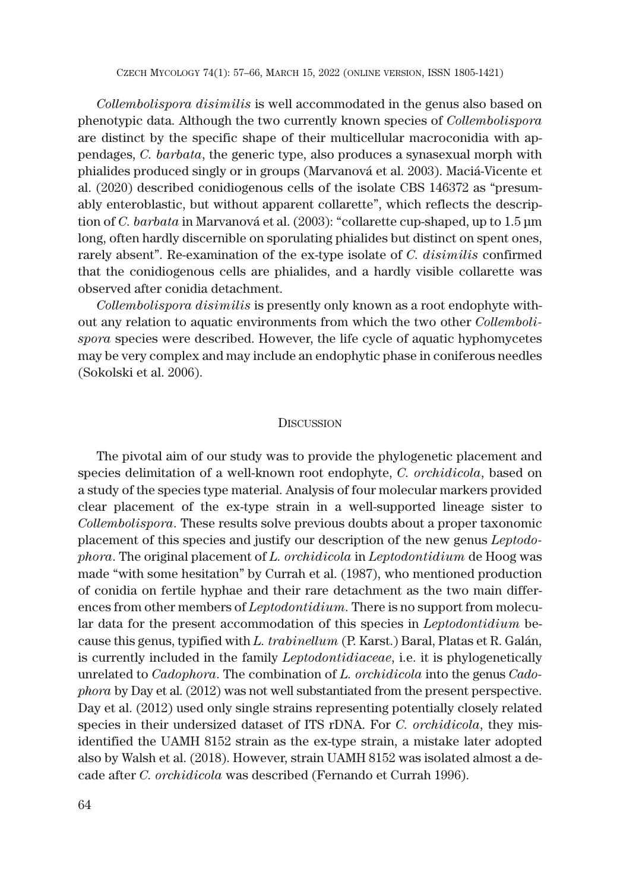*Collembolispora disimilis* is well accommodated in the genus also based on phenotypic data. Although the two currently known species of *Collembolispora* are distinct by the specific shape of their multicellular macroconidia with appendages, *C. barbata*, the generic type, also produces a synasexual morph with phialides produced singly or in groups (Marvanová et al. 2003). Maciá-Vicente et al. (2020) described conidiogenous cells of the isolate CBS 146372 as "presumably enteroblastic, but without apparent collarette", which reflects the description of *C. barbata* in Marvanová et al. (2003): "collarette cup-shaped, up to 1.5 µm long, often hardly discernible on sporulating phialides but distinct on spent ones, rarely absent". Re-examination of the ex-type isolate of *C. disimilis* confirmed that the conidiogenous cells are phialides, and a hardly visible collarette was observed after conidia detachment.

*Collembolispora disimilis* is presently only known as a root endophyte without any relation to aquatic environments from which the two other *Collembolispora* species were described. However, the life cycle of aquatic hyphomycetes may be very complex and may include an endophytic phase in coniferous needles (Sokolski et al. 2006).

## Discussion

The pivotal aim of our study was to provide the phylogenetic placement and species delimitation of a well-known root endophyte, *C. orchidicola*, based on a study of the species type material. Analysis of four molecular markers provided clear placement of the ex-type strain in a well-supported lineage sister to *Collembolispora*. These results solve previous doubts about a proper taxonomic placement of this species and justify our description of the new genus *Leptodophora*. The original placement of *L. orchidicola* in *Leptodontidium* de Hoog was made "with some hesitation" by Currah et al. (1987), who mentioned production of conidia on fertile hyphae and their rare detachment as the two main differences from other members of *Leptodontidium*. There is no support from molecular data for the present accommodation of this species in *Leptodontidium* because this genus, typified with *L. trabinellum* (P. Karst.) Baral, Platas et R. Galán, is currently included in the family *Leptodontidiaceae*, i.e. it is phylogenetically unrelated to *Cadophora*. The combination of *L. orchidicola* into the genus *Cadophora* by Day et al. (2012) was not well substantiated from the present perspective. Day et al. (2012) used only single strains representing potentially closely related species in their undersized dataset of ITS rDNA. For *C. orchidicola*, they misidentified the UAMH 8152 strain as the ex-type strain, a mistake later adopted also by Walsh et al. (2018). However, strain UAMH 8152 was isolated almost a decade after *C. orchidicola* was described (Fernando et Currah 1996).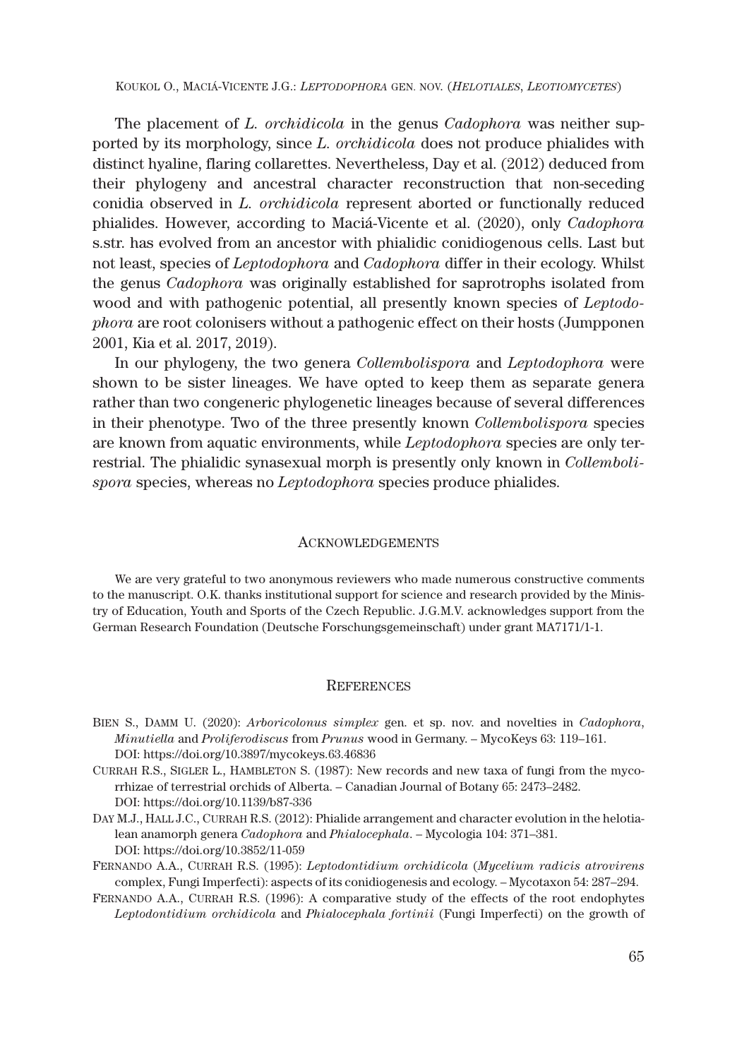The placement of *L. orchidicola* in the genus *Cadophora* was neither supported by its morphology, since *L. orchidicola* does not produce phialides with distinct hyaline, flaring collarettes. Nevertheless, Day et al. (2012) deduced from their phylogeny and ancestral character reconstruction that non-seceding conidia observed in *L. orchidicola* represent aborted or functionally reduced phialides. However, according to Maciá-Vicente et al. (2020), only *Cadophora* s.str. has evolved from an ancestor with phialidic conidiogenous cells. Last but not least, species of *Leptodophora* and *Cadophora* differ in their ecology. Whilst the genus *Cadophora* was originally established for saprotrophs isolated from wood and with pathogenic potential, all presently known species of *Leptodophora* are root colonisers without a pathogenic effect on their hosts (Jumpponen 2001, Kia et al. 2017, 2019).

In our phylogeny, the two genera *Collembolispora* and *Leptodophora* were shown to be sister lineages. We have opted to keep them as separate genera rather than two congeneric phylogenetic lineages because of several differences in their phenotype. Two of the three presently known *Collembolispora* species are known from aquatic environments, while *Leptodophora* species are only terrestrial. The phialidic synasexual morph is presently only known in *Collembolispora* species, whereas no *Leptodophora* species produce phialides.

## Acknowledgements

We are very grateful to two anonymous reviewers who made numerous constructive comments to the manuscript. O.K. thanks institutional support for science and research provided by the Ministry of Education, Youth and Sports of the Czech Republic. J.G.M.V. acknowledges support from the German Research Foundation (Deutsche Forschungsgemeinschaft) under grant MA7171/1-1.

## References

Bien S., Damm U. (2020): *Arboricolonus simplex* gen. et sp. nov. and novelties in *Cadophora*, *Minutiella* and *Proliferodiscus* from *Prunus* wood in Germany. – MycoKeys 63: 119–161. DOI: https://doi.org/10.3897/mycokeys.63.46836

Currah R.S., Sigler L., Hambleton S. (1987): New records and new taxa of fungi from the mycorrhizae of terrestrial orchids of Alberta. – Canadian Journal of Botany 65: 2473–2482. DOI: https://doi.org/10.1139/b87-336

Day M.J., Hall J.C., Currah R.S. (2012): Phialide arrangement and character evolution in the helotialean anamorph genera *Cadophora* and *Phialocephala*. – Mycologia 104: 371–381. DOI: https://doi.org/10.3852/11-059

Fernando A.A., Currah R.S. (1995): *Leptodontidium orchidicola* (*Mycelium radicis atrovirens* complex, Fungi Imperfecti): aspects of its conidiogenesis and ecology. – Mycotaxon 54: 287–294.

Fernando A.A., Currah R.S. (1996): A comparative study of the effects of the root endophytes *Leptodontidium orchidicola* and *Phialocephala fortinii* (Fungi Imperfecti) on the growth of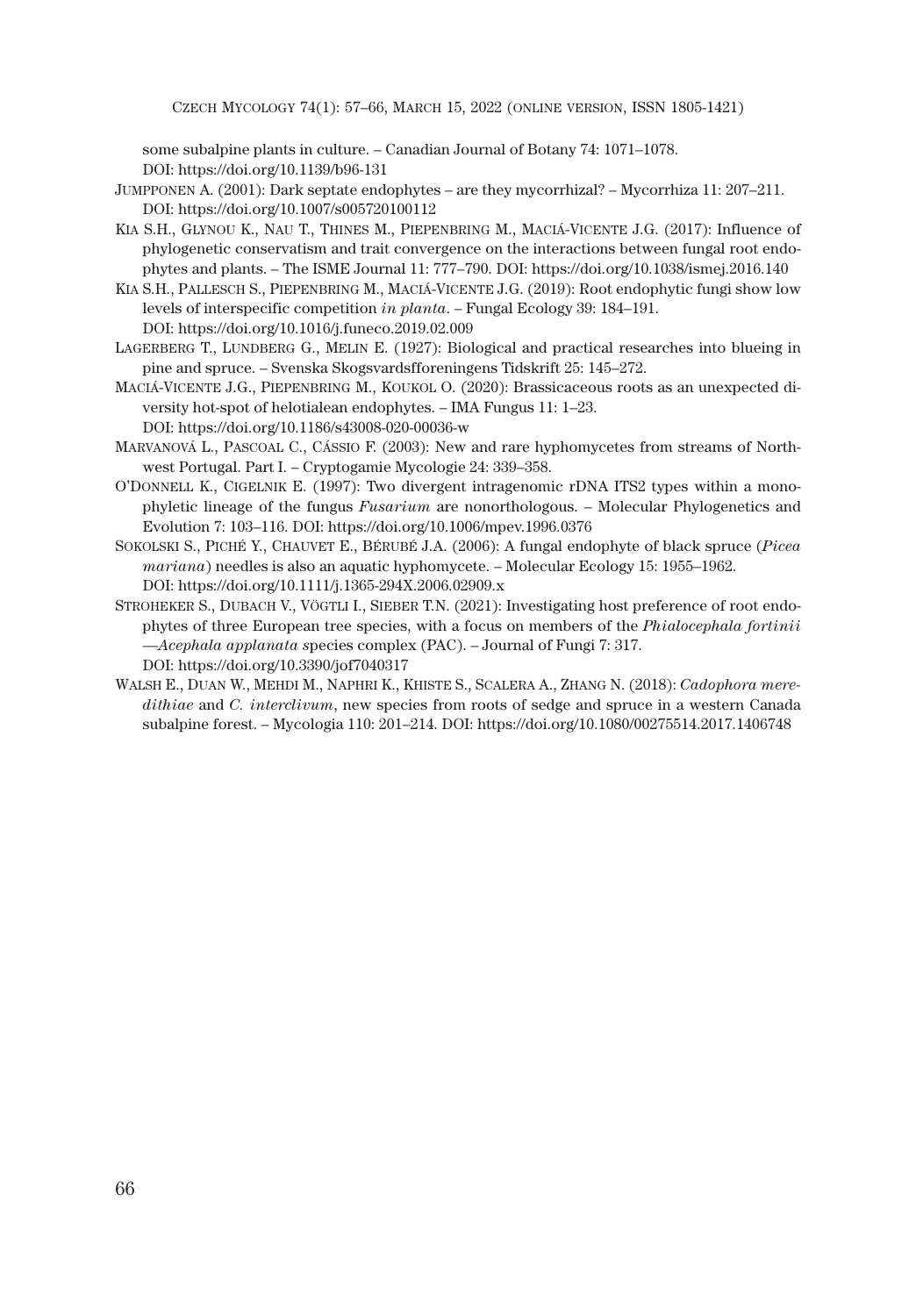some subalpine plants in culture. – Canadian Journal of Botany 74: 1071–1078. DOI: https://doi.org/10.1139/b96-131

JUMPPONEN A. (2001): Dark septate endophytes – are they mycorrhizal? – Mycorrhiza 11: 207–211. DOI: https://doi.org/10.1007/s005720100112

KIA S.H., GLYNOU K., NAU T., THINES M., PIEPENBRING M., MACIÁ-VICENTE J.G. (2017): Influence of phylogenetic conservatism and trait convergence on the interactions between fungal root endophytes and plants. – The ISME Journal 11: 777–790. DOI: https://doi.org/10.1038/ismej.2016.140

KIA S.H., PALLESCH S., PIEPENBRING M., MACIÁ-VICENTE J.G. (2019): Root endophytic fungi show low levels of interspecific competition *in planta*. – Fungal Ecology 39: 184–191. DOI: https://doi.org/10.1016/j.funeco.2019.02.009

LAGERBERG T., LUNDBERG G., MELIN E. (1927): Biological and practical researches into blueing in pine and spruce. – Svenska Skogsvardsfforeningens Tidskrift 25: 145–272.

MACIÁ-VICENTE J.G., PIEPENBRING M., KOUKOL O. (2020): Brassicaceous roots as an unexpected diversity hot-spot of helotialean endophytes. – IMA Fungus 11: 1–23. DOI: https://doi.org/10.1186/s43008-020-00036-w

MARVANOVÁ L., PASCOAL C., CÁSSIO F. (2003): New and rare hyphomycetes from streams of Northwest Portugal. Part I. – Cryptogamie Mycologie 24: 339–358.

O'DONNELL K., CIGELNIK E. (1997): Two divergent intragenomic rDNA ITS2 types within a monophyletic lineage of the fungus *Fusarium* are nonorthologous. – Molecular Phylogenetics and Evolution 7: 103–116. DOI: https://doi.org/10.1006/mpev.1996.0376

SOKOLSKI S., PICHÉ Y., CHAUVET E., BÉRUBÉ J.A. (2006): A fungal endophyte of black spruce (*Picea mariana*) needles is also an aquatic hyphomycete. – Molecular Ecology 15: 1955–1962. DOI: https://doi.org/10.1111/j.1365-294X.2006.02909.x

STROHEKER S., DUBACH V., VÖGTLI I., SIEBER T.N. (2021): Investigating host preference of root endophytes of three European tree species, with a focus on members of the *Phialocephala fortinii* —*Acephala applanata* species complex (PAC). – Journal of Fungi 7: 317. DOI: https://doi.org/10.3390/jof7040317

WALSH E., DUAN W., MEHDI M., NAPHRI K., KHISTE S., SCALERA A., ZHANG N. (2018): *Cadophora meredithiae* and *C. interclivum*, new species from roots of sedge and spruce in a western Canada subalpine forest. – Mycologia 110: 201–214. DOI: https://doi.org/10.1080/00275514.2017.1406748